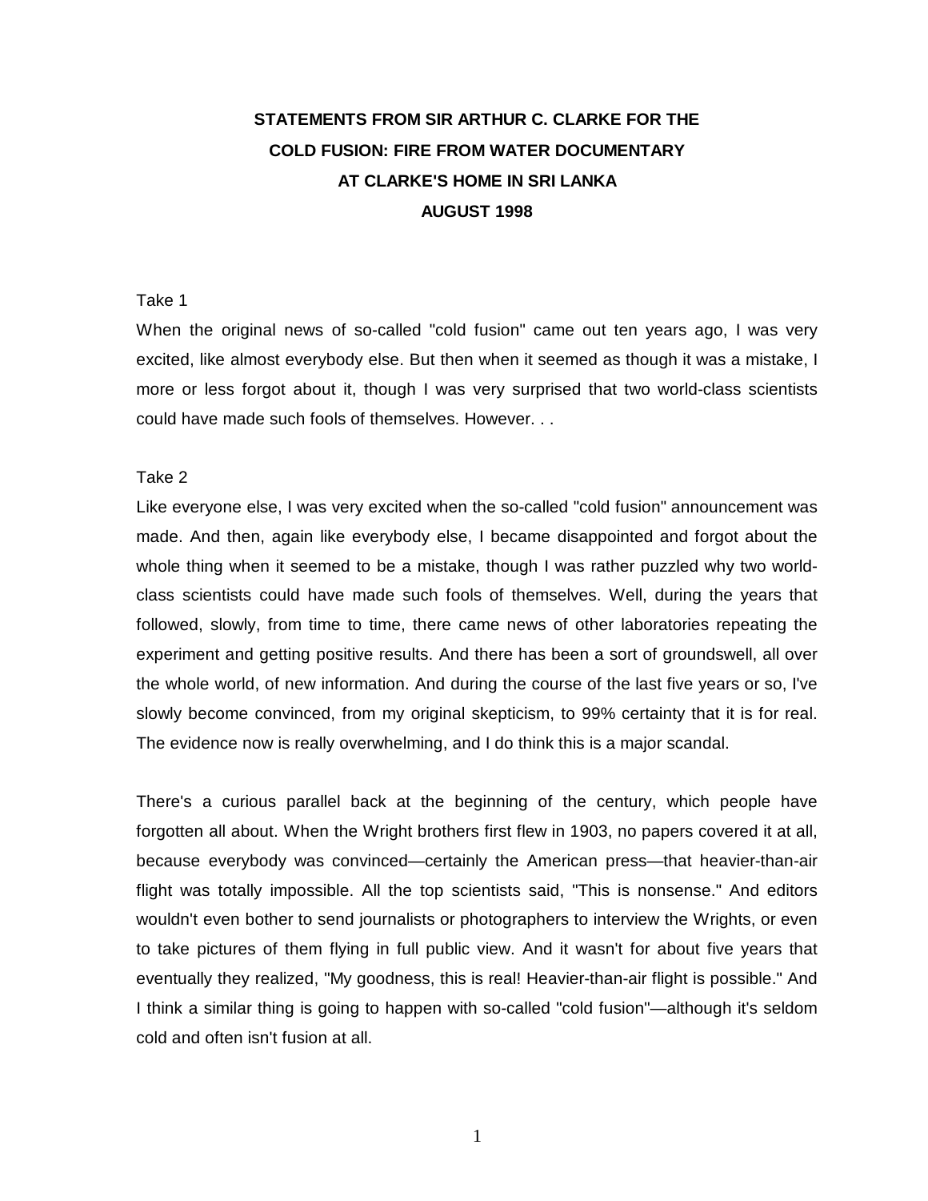# STATEMENTS FROM SIR ARTHUR C. CLARKE FOR THE COLD FUSION: FIRE FROM WATER DOCUMENTARY AT CLARKE'S HOME IN SRI LANKA AUGUST 1998

Take 1

When the original news of so-called "cold fusion" came out ten years ago, I was very excited, like almost everybody else. But then when it seemed as though it was a mistake, I more or less forgot about it, though I was very surprised that two world-class scientists could have made such fools of themselves. However. . .

Take 2

Like everyone else, I was very excited when the so-called "cold fusion" announcement was made. And then, again like everybody else, I became disappointed and forgot about the whole thing when it seemed to be a mistake, though I was rather puzzled why two world-class scientists could have made such fools of themselves. Well, during the years that followed, slowly, from time to time, there came news of other laboratories repeating the experiment and getting positive results. And there has been a sort of groundswell, all over the whole world, of new information. And during the course of the last five years or so, I've slowly become convinced, from my original skepticism, to 99% certainty that it is for real. The evidence now is really overwhelming, and I do think this is a major scandal.

There's a curious parallel back at the beginning of the century, which people have forgotten all about. When the Wright brothers first flew in 1903, no papers covered it at all, because everybody was convinced—certainly the American press—that heavier-than-air flight was totally impossible. All the top scientists said, "This is nonsense." And editors wouldn't even bother to send journalists or photographers to interview the Wrights, or even to take pictures of them flying in full public view. And it wasn't for about five years that eventually they realized, "My goodness, this is real! Heavier-than-air flight is possible." And I think a similar thing is going to happen with so-called "cold fusion"—although it's seldom cold and often isn't fusion at all.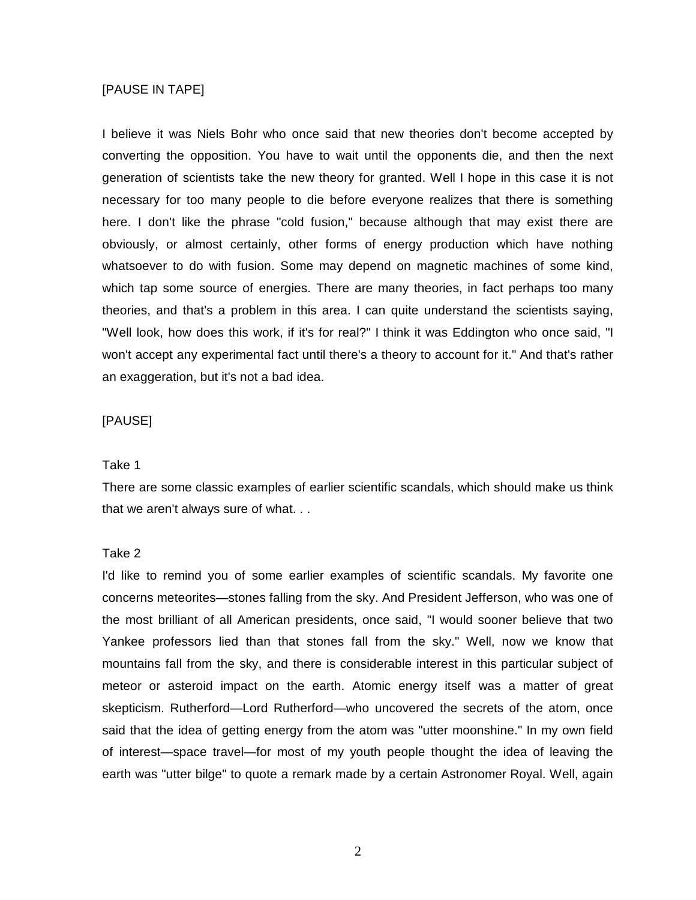[PAUSE IN TAPE]

I believe it was Niels Bohr who once said that new theories don't become accepted by converting the opposition. You have to wait until the opponents die, and then the next generation of scientists take the new theory for granted. Well I hope in this case it is not necessary for too many people to die before everyone realizes that there is something here. I don't like the phrase "cold fusion," because although that may exist there are obviously, or almost certainly, other forms of energy production which have nothing whatsoever to do with fusion. Some may depend on magnetic machines of some kind, which tap some source of energies. There are many theories, in fact perhaps too many theories, and that's a problem in this area. I can quite understand the scientists saying, "Well look, how does this work, if it's for real?" I think it was Eddington who once said, "I won't accept any experimental fact until there's a theory to account for it." And that's rather an exaggeration, but it's not a bad idea.

[PAUSE]

Take 1
There are some classic examples of earlier scientific scandals, which should make us think that we aren't always sure of what. . .

Take 2
I'd like to remind you of some earlier examples of scientific scandals. My favorite one concerns meteorites—stones falling from the sky. And President Jefferson, who was one of the most brilliant of all American presidents, once said, "I would sooner believe that two Yankee professors lied than that stones fall from the sky." Well, now we know that mountains fall from the sky, and there is considerable interest in this particular subject of meteor or asteroid impact on the earth. Atomic energy itself was a matter of great skepticism. Rutherford—Lord Rutherford—who uncovered the secrets of the atom, once said that the idea of getting energy from the atom was "utter moonshine." In my own field of interest—space travel—for most of my youth people thought the idea of leaving the earth was "utter bilge" to quote a remark made by a certain Astronomer Royal. Well, again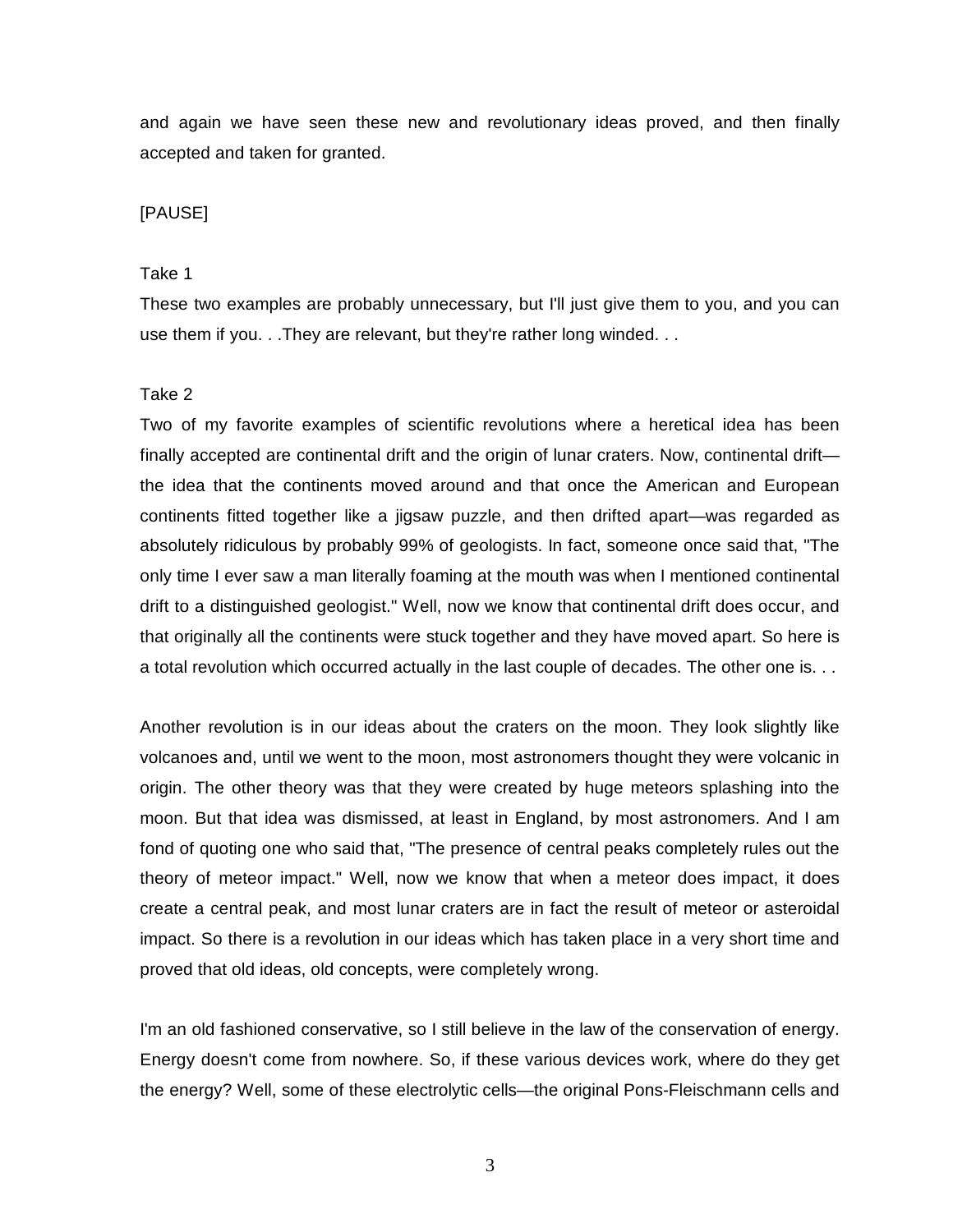and again we have seen these new and revolutionary ideas proved, and then finally accepted and taken for granted.

[PAUSE]

Take 1

These two examples are probably unnecessary, but I'll just give them to you, and you can use them if you. . .They are relevant, but they're rather long winded. . .

Take 2

Two of my favorite examples of scientific revolutions where a heretical idea has been finally accepted are continental drift and the origin of lunar craters. Now, continental drift—the idea that the continents moved around and that once the American and European continents fitted together like a jigsaw puzzle, and then drifted apart—was regarded as absolutely ridiculous by probably 99% of geologists. In fact, someone once said that, "The only time I ever saw a man literally foaming at the mouth was when I mentioned continental drift to a distinguished geologist." Well, now we know that continental drift does occur, and that originally all the continents were stuck together and they have moved apart. So here is a total revolution which occurred actually in the last couple of decades. The other one is. . .

Another revolution is in our ideas about the craters on the moon. They look slightly like volcanoes and, until we went to the moon, most astronomers thought they were volcanic in origin. The other theory was that they were created by huge meteors splashing into the moon. But that idea was dismissed, at least in England, by most astronomers. And I am fond of quoting one who said that, "The presence of central peaks completely rules out the theory of meteor impact." Well, now we know that when a meteor does impact, it does create a central peak, and most lunar craters are in fact the result of meteor or asteroidal impact. So there is a revolution in our ideas which has taken place in a very short time and proved that old ideas, old concepts, were completely wrong.

I'm an old fashioned conservative, so I still believe in the law of the conservation of energy. Energy doesn't come from nowhere. So, if these various devices work, where do they get the energy? Well, some of these electrolytic cells—the original Pons-Fleischmann cells and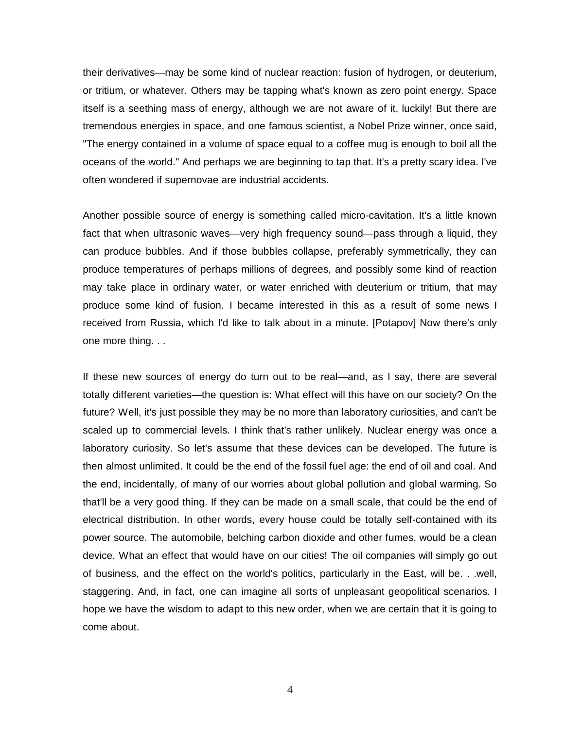their derivatives—may be some kind of nuclear reaction: fusion of hydrogen, or deuterium, or tritium, or whatever. Others may be tapping what's known as zero point energy. Space itself is a seething mass of energy, although we are not aware of it, luckily! But there are tremendous energies in space, and one famous scientist, a Nobel Prize winner, once said, "The energy contained in a volume of space equal to a coffee mug is enough to boil all the oceans of the world." And perhaps we are beginning to tap that. It's a pretty scary idea. I've often wondered if supernovae are industrial accidents.

Another possible source of energy is something called micro-cavitation. It's a little known fact that when ultrasonic waves—very high frequency sound—pass through a liquid, they can produce bubbles. And if those bubbles collapse, preferably symmetrically, they can produce temperatures of perhaps millions of degrees, and possibly some kind of reaction may take place in ordinary water, or water enriched with deuterium or tritium, that may produce some kind of fusion. I became interested in this as a result of some news I received from Russia, which I'd like to talk about in a minute. [Potapov] Now there's only one more thing. . .

If these new sources of energy do turn out to be real—and, as I say, there are several totally different varieties—the question is: What effect will this have on our society? On the future? Well, it's just possible they may be no more than laboratory curiosities, and can't be scaled up to commercial levels. I think that's rather unlikely. Nuclear energy was once a laboratory curiosity. So let's assume that these devices can be developed. The future is then almost unlimited. It could be the end of the fossil fuel age: the end of oil and coal. And the end, incidentally, of many of our worries about global pollution and global warming. So that'll be a very good thing. If they can be made on a small scale, that could be the end of electrical distribution. In other words, every house could be totally self-contained with its power source. The automobile, belching carbon dioxide and other fumes, would be a clean device. What an effect that would have on our cities! The oil companies will simply go out of business, and the effect on the world's politics, particularly in the East, will be. . .well, staggering. And, in fact, one can imagine all sorts of unpleasant geopolitical scenarios. I hope we have the wisdom to adapt to this new order, when we are certain that it is going to come about.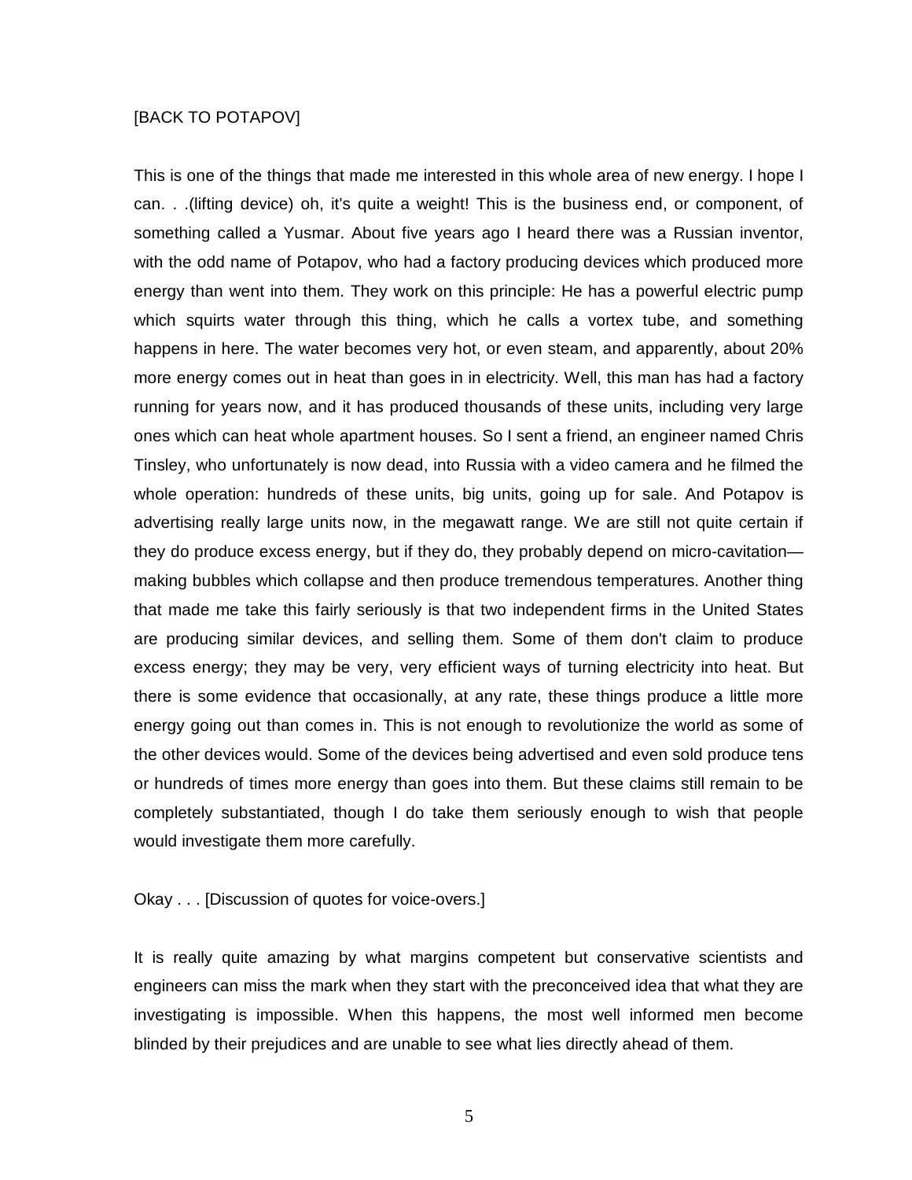[BACK TO POTAPOV]

This is one of the things that made me interested in this whole area of new energy. I hope I can. . .(lifting device) oh, it's quite a weight! This is the business end, or component, of something called a Yusmar. About five years ago I heard there was a Russian inventor, with the odd name of Potapov, who had a factory producing devices which produced more energy than went into them. They work on this principle: He has a powerful electric pump which squirts water through this thing, which he calls a vortex tube, and something happens in here. The water becomes very hot, or even steam, and apparently, about 20% more energy comes out in heat than goes in in electricity. Well, this man has had a factory running for years now, and it has produced thousands of these units, including very large ones which can heat whole apartment houses. So I sent a friend, an engineer named Chris Tinsley, who unfortunately is now dead, into Russia with a video camera and he filmed the whole operation: hundreds of these units, big units, going up for sale. And Potapov is advertising really large units now, in the megawatt range. We are still not quite certain if they do produce excess energy, but if they do, they probably depend on micro-cavitation—making bubbles which collapse and then produce tremendous temperatures. Another thing that made me take this fairly seriously is that two independent firms in the United States are producing similar devices, and selling them. Some of them don't claim to produce excess energy; they may be very, very efficient ways of turning electricity into heat. But there is some evidence that occasionally, at any rate, these things produce a little more energy going out than comes in. This is not enough to revolutionize the world as some of the other devices would. Some of the devices being advertised and even sold produce tens or hundreds of times more energy than goes into them. But these claims still remain to be completely substantiated, though I do take them seriously enough to wish that people would investigate them more carefully.

Okay . . . [Discussion of quotes for voice-overs.]

It is really quite amazing by what margins competent but conservative scientists and engineers can miss the mark when they start with the preconceived idea that what they are investigating is impossible. When this happens, the most well informed men become blinded by their prejudices and are unable to see what lies directly ahead of them.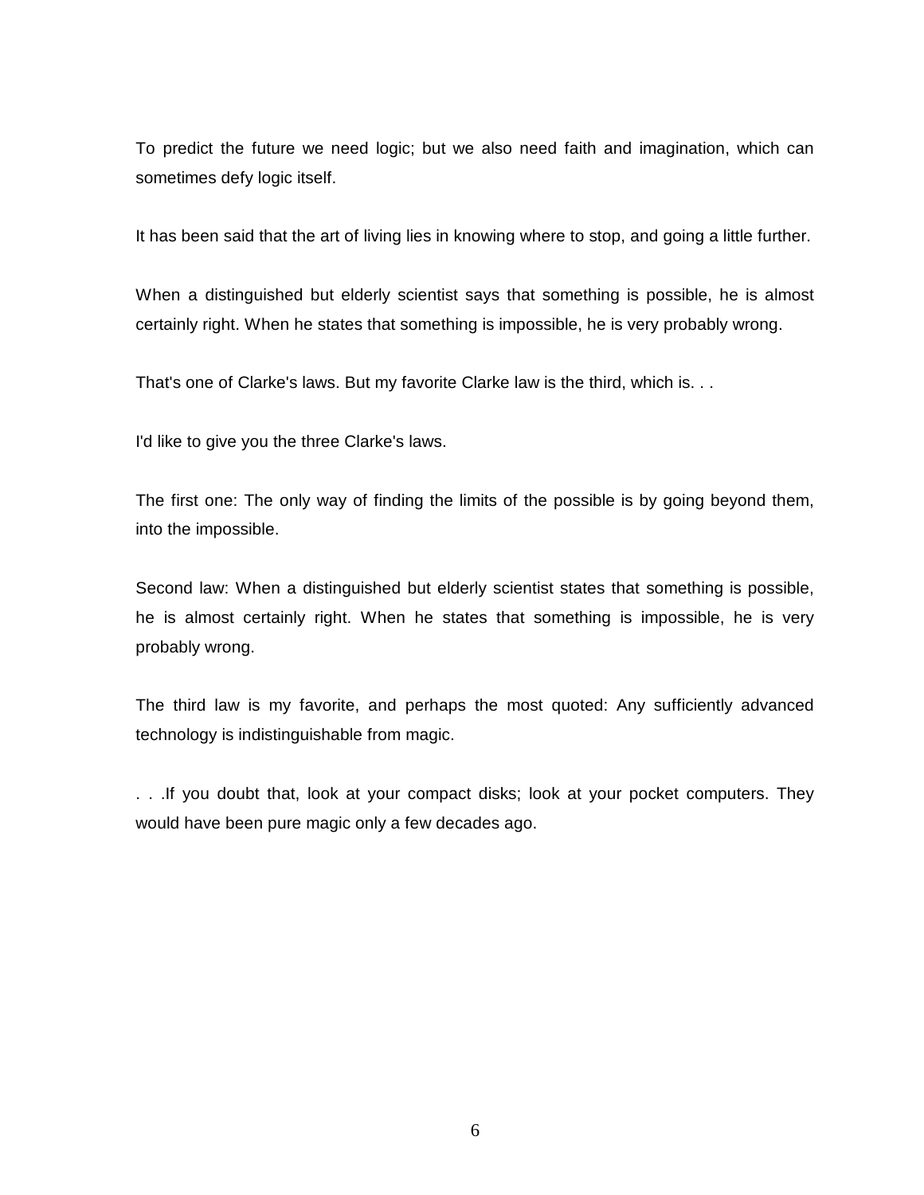To predict the future we need logic; but we also need faith and imagination, which can sometimes defy logic itself.

It has been said that the art of living lies in knowing where to stop, and going a little further.

When a distinguished but elderly scientist says that something is possible, he is almost certainly right. When he states that something is impossible, he is very probably wrong.

That's one of Clarke's laws. But my favorite Clarke law is the third, which is. . .

I'd like to give you the three Clarke's laws.

The first one: The only way of finding the limits of the possible is by going beyond them, into the impossible.

Second law: When a distinguished but elderly scientist states that something is possible, he is almost certainly right. When he states that something is impossible, he is very probably wrong.

The third law is my favorite, and perhaps the most quoted: Any sufficiently advanced technology is indistinguishable from magic.

. . .If you doubt that, look at your compact disks; look at your pocket computers. They would have been pure magic only a few decades ago.